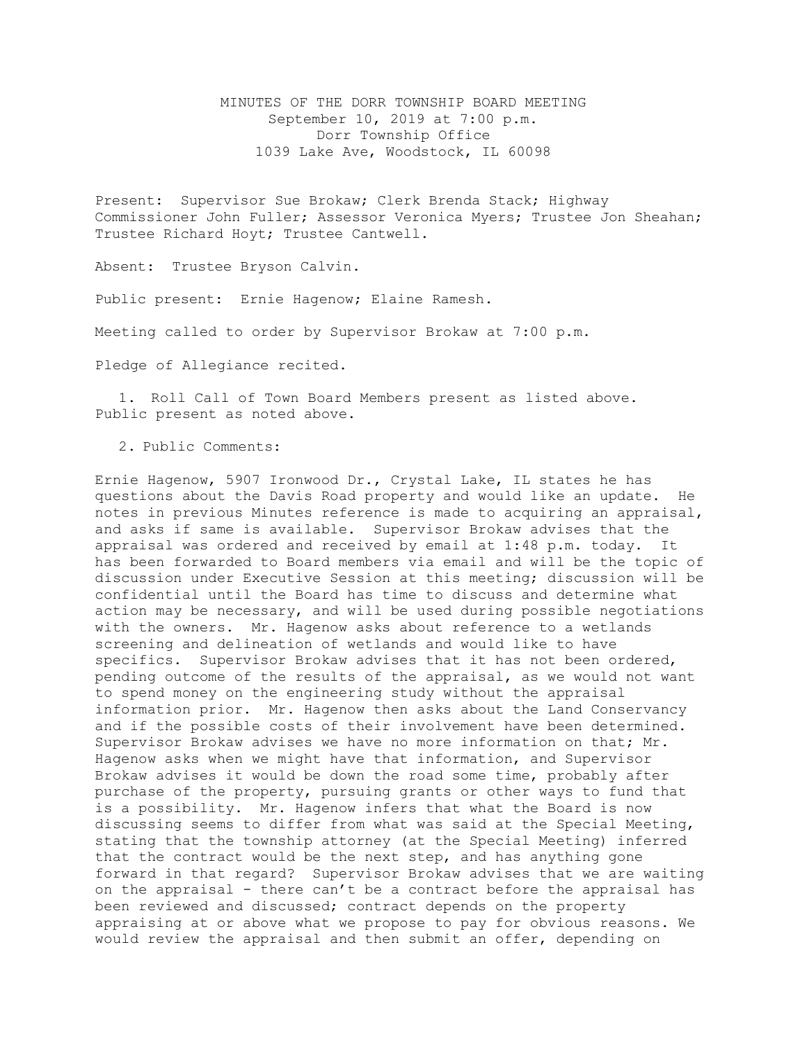MINUTES OF THE DORR TOWNSHIP BOARD MEETING
September 10, 2019 at 7:00 p.m.
Dorr Township Office
1039 Lake Ave, Woodstock, IL 60098

Present: Supervisor Sue Brokaw; Clerk Brenda Stack; Highway Commissioner John Fuller; Assessor Veronica Myers; Trustee Jon Sheahan; Trustee Richard Hoyt; Trustee Cantwell.

Absent: Trustee Bryson Calvin.

Public present: Ernie Hagenow; Elaine Ramesh.

Meeting called to order by Supervisor Brokaw at 7:00 p.m.

Pledge of Allegiance recited.

1. Roll Call of Town Board Members present as listed above. Public present as noted above.

2. Public Comments:

Ernie Hagenow, 5907 Ironwood Dr., Crystal Lake, IL states he has questions about the Davis Road property and would like an update. He notes in previous Minutes reference is made to acquiring an appraisal, and asks if same is available. Supervisor Brokaw advises that the appraisal was ordered and received by email at 1:48 p.m. today. It has been forwarded to Board members via email and will be the topic of discussion under Executive Session at this meeting; discussion will be confidential until the Board has time to discuss and determine what action may be necessary, and will be used during possible negotiations with the owners. Mr. Hagenow asks about reference to a wetlands screening and delineation of wetlands and would like to have specifics. Supervisor Brokaw advises that it has not been ordered, pending outcome of the results of the appraisal, as we would not want to spend money on the engineering study without the appraisal information prior. Mr. Hagenow then asks about the Land Conservancy and if the possible costs of their involvement have been determined. Supervisor Brokaw advises we have no more information on that; Mr. Hagenow asks when we might have that information, and Supervisor Brokaw advises it would be down the road some time, probably after purchase of the property, pursuing grants or other ways to fund that is a possibility. Mr. Hagenow infers that what the Board is now discussing seems to differ from what was said at the Special Meeting, stating that the township attorney (at the Special Meeting) inferred that the contract would be the next step, and has anything gone forward in that regard? Supervisor Brokaw advises that we are waiting on the appraisal - there can't be a contract before the appraisal has been reviewed and discussed; contract depends on the property appraising at or above what we propose to pay for obvious reasons. We would review the appraisal and then submit an offer, depending on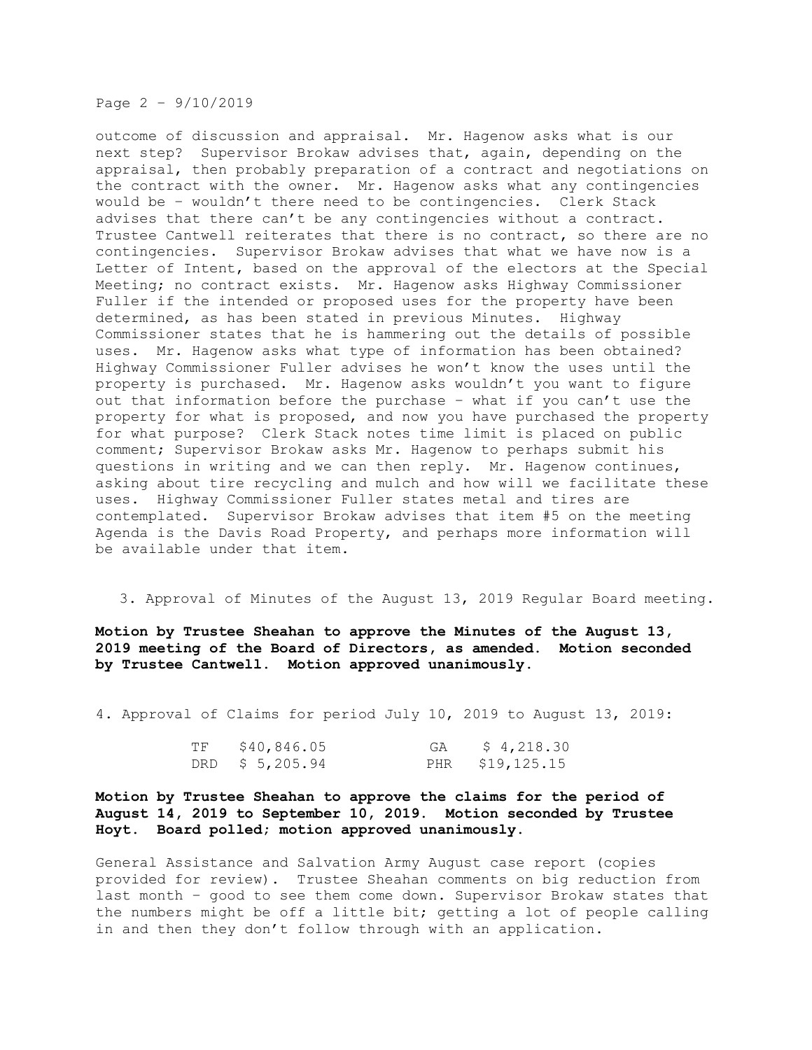outcome of discussion and appraisal. Mr. Hagenow asks what is our next step? Supervisor Brokaw advises that, again, depending on the appraisal, then probably preparation of a contract and negotiations on the contract with the owner. Mr. Hagenow asks what any contingencies would be – wouldn't there need to be contingencies. Clerk Stack advises that there can't be any contingencies without a contract. Trustee Cantwell reiterates that there is no contract, so there are no contingencies. Supervisor Brokaw advises that what we have now is a Letter of Intent, based on the approval of the electors at the Special Meeting; no contract exists. Mr. Hagenow asks Highway Commissioner Fuller if the intended or proposed uses for the property have been determined, as has been stated in previous Minutes. Highway Commissioner states that he is hammering out the details of possible uses. Mr. Hagenow asks what type of information has been obtained? Highway Commissioner Fuller advises he won't know the uses until the property is purchased. Mr. Hagenow asks wouldn't you want to figure out that information before the purchase – what if you can't use the property for what is proposed, and now you have purchased the property for what purpose? Clerk Stack notes time limit is placed on public comment; Supervisor Brokaw asks Mr. Hagenow to perhaps submit his questions in writing and we can then reply. Mr. Hagenow continues, asking about tire recycling and mulch and how will we facilitate these uses. Highway Commissioner Fuller states metal and tires are contemplated. Supervisor Brokaw advises that item #5 on the meeting Agenda is the Davis Road Property, and perhaps more information will be available under that item.

3. Approval of Minutes of the August 13, 2019 Regular Board meeting.

**Motion by Trustee Sheahan to approve the Minutes of the August 13, 2019 meeting of the Board of Directors, as amended. Motion seconded by Trustee Cantwell. Motion approved unanimously.**

4. Approval of Claims for period July 10, 2019 to August 13, 2019:

| | | | |
|---|---|---|---|
| TF | \$40,846.05 | GA | \$ 4,218.30 |
| DRD | \$ 5,205.94 | PHR | \$19,125.15 |

**Motion by Trustee Sheahan to approve the claims for the period of August 14, 2019 to September 10, 2019. Motion seconded by Trustee Hoyt. Board polled; motion approved unanimously.**

General Assistance and Salvation Army August case report (copies provided for review). Trustee Sheahan comments on big reduction from last month – good to see them come down. Supervisor Brokaw states that the numbers might be off a little bit; getting a lot of people calling in and then they don't follow through with an application.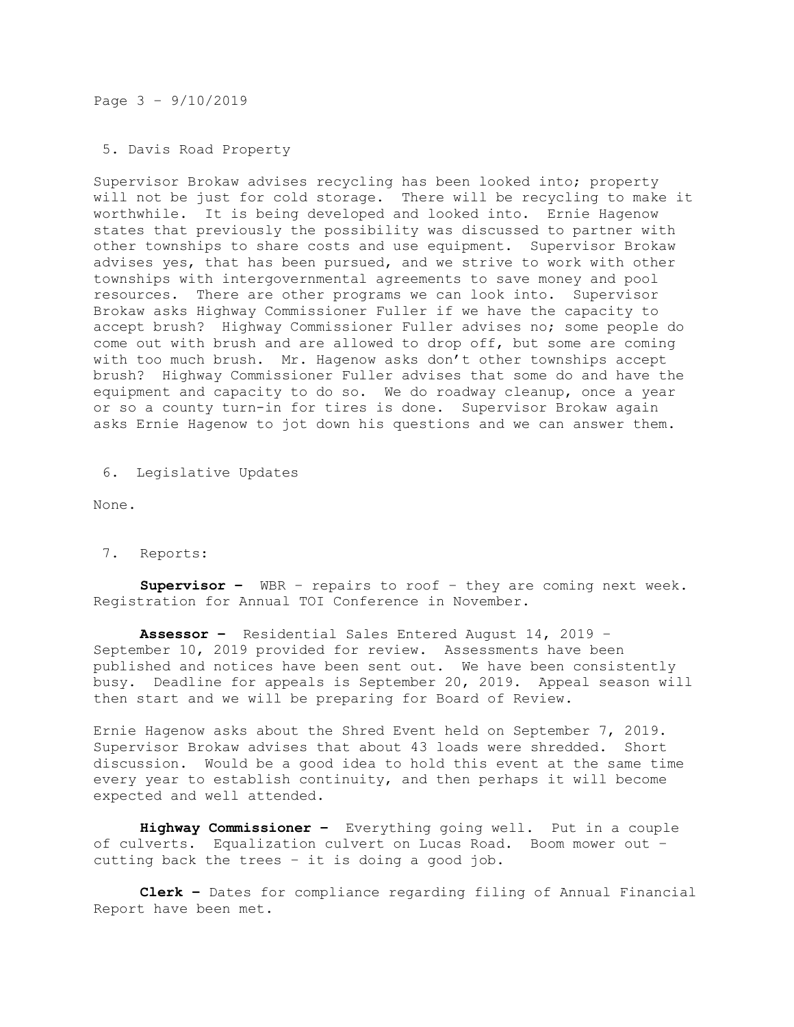Page 3 – 9/10/2019

5. Davis Road Property

Supervisor Brokaw advises recycling has been looked into; property will not be just for cold storage. There will be recycling to make it worthwhile. It is being developed and looked into. Ernie Hagenow states that previously the possibility was discussed to partner with other townships to share costs and use equipment. Supervisor Brokaw advises yes, that has been pursued, and we strive to work with other townships with intergovernmental agreements to save money and pool resources. There are other programs we can look into. Supervisor Brokaw asks Highway Commissioner Fuller if we have the capacity to accept brush? Highway Commissioner Fuller advises no; some people do come out with brush and are allowed to drop off, but some are coming with too much brush. Mr. Hagenow asks don't other townships accept brush? Highway Commissioner Fuller advises that some do and have the equipment and capacity to do so. We do roadway cleanup, once a year or so a county turn-in for tires is done. Supervisor Brokaw again asks Ernie Hagenow to jot down his questions and we can answer them.

6. Legislative Updates

None.

7. Reports:

**Supervisor –** WBR – repairs to roof – they are coming next week. Registration for Annual TOI Conference in November.

**Assessor –** Residential Sales Entered August 14, 2019 – September 10, 2019 provided for review. Assessments have been published and notices have been sent out. We have been consistently busy. Deadline for appeals is September 20, 2019. Appeal season will then start and we will be preparing for Board of Review.

Ernie Hagenow asks about the Shred Event held on September 7, 2019. Supervisor Brokaw advises that about 43 loads were shredded. Short discussion. Would be a good idea to hold this event at the same time every year to establish continuity, and then perhaps it will become expected and well attended.

**Highway Commissioner –** Everything going well. Put in a couple of culverts. Equalization culvert on Lucas Road. Boom mower out – cutting back the trees – it is doing a good job.

**Clerk –** Dates for compliance regarding filing of Annual Financial Report have been met.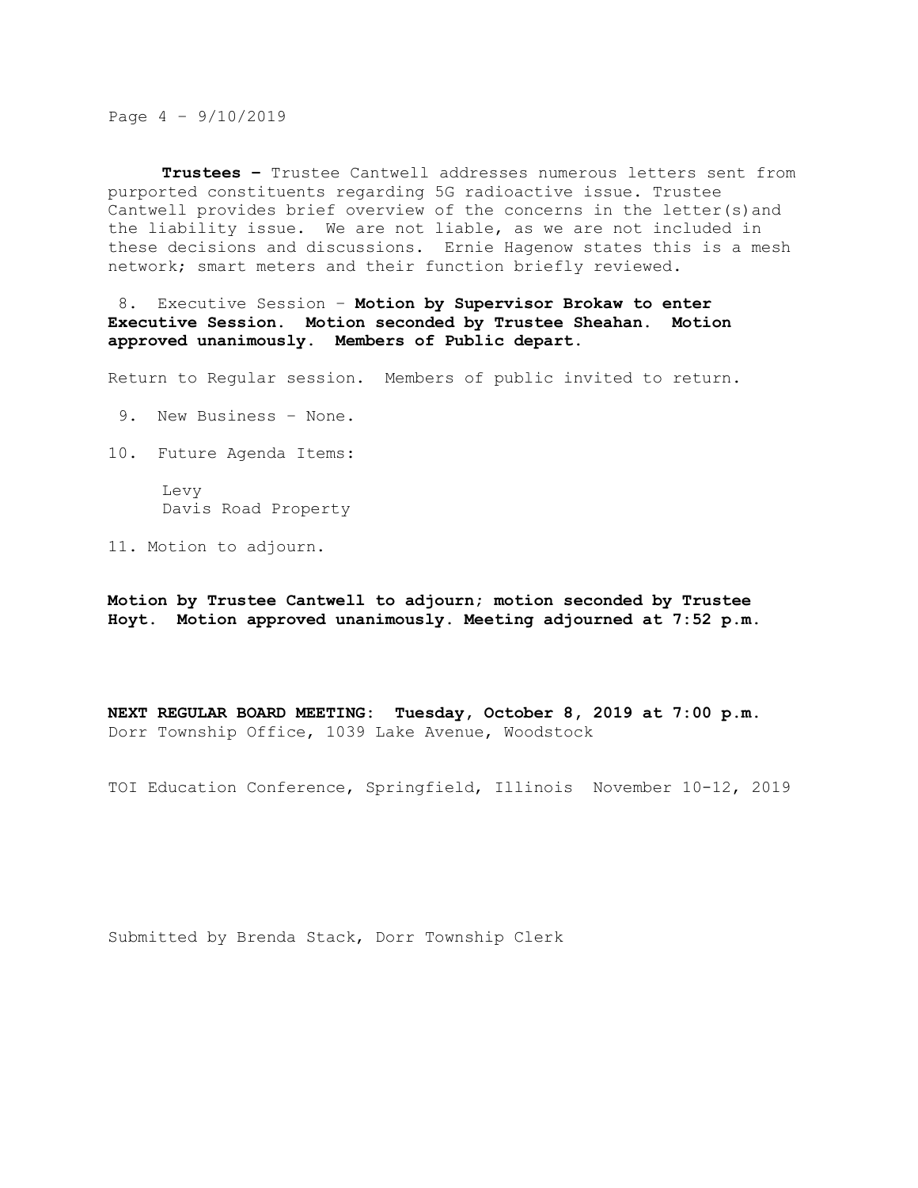**Trustees –** Trustee Cantwell addresses numerous letters sent from purported constituents regarding 5G radioactive issue. Trustee Cantwell provides brief overview of the concerns in the letter(s)and the liability issue. We are not liable, as we are not included in these decisions and discussions. Ernie Hagenow states this is a mesh network; smart meters and their function briefly reviewed.

8. Executive Session – **Motion by Supervisor Brokaw to enter Executive Session. Motion seconded by Trustee Sheahan. Motion approved unanimously. Members of Public depart.**

Return to Regular session. Members of public invited to return.

9. New Business – None.

10. Future Agenda Items:

    Levy
    Davis Road Property

11. Motion to adjourn.

**Motion by Trustee Cantwell to adjourn; motion seconded by Trustee Hoyt. Motion approved unanimously. Meeting adjourned at 7:52 p.m.**

**NEXT REGULAR BOARD MEETING: Tuesday, October 8, 2019 at 7:00 p.m.**
Dorr Township Office, 1039 Lake Avenue, Woodstock

TOI Education Conference, Springfield, Illinois November 10-12, 2019

Submitted by Brenda Stack, Dorr Township Clerk